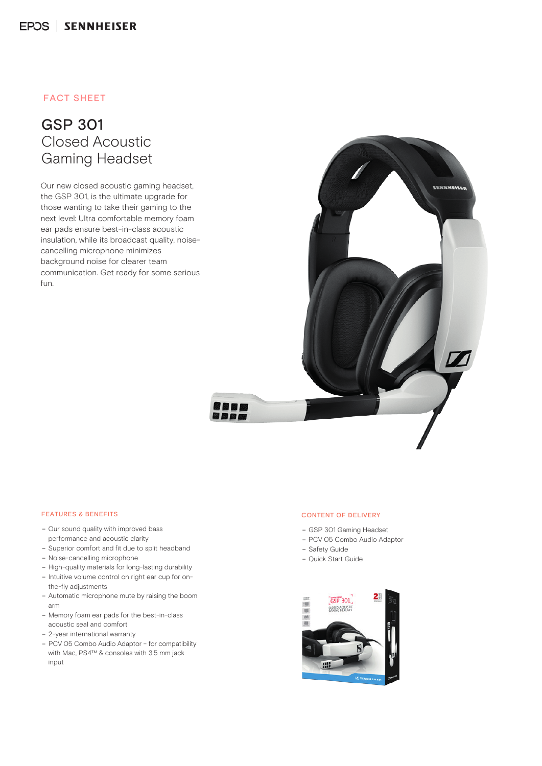EPOS | SENNHEISER

FACT SHEET

# GSP 301
## Closed Acoustic Gaming Headset

Our new closed acoustic gaming headset, the GSP 301, is the ultimate upgrade for those wanting to take their gaming to the next level: Ultra comfortable memory foam ear pads ensure best-in-class acoustic insulation, while its broadcast quality, noise-cancelling microphone minimizes background noise for clearer team communication. Get ready for some serious fun.

### FEATURES & BENEFITS

- Our sound quality with improved bass performance and acoustic clarity
- Superior comfort and fit due to split headband
- Noise-cancelling microphone
- High-quality materials for long-lasting durability
- Intuitive volume control on right ear cup for on-the-fly adjustments
- Automatic microphone mute by raising the boom arm
- Memory foam ear pads for the best-in-class acoustic seal and comfort
- 2-year international warranty
- PCV 05 Combo Audio Adaptor - for compatibility with Mac, PS4™ & consoles with 3.5 mm jack input

### CONTENT OF DELIVERY

- GSP 301 Gaming Headset
- PCV 05 Combo Audio Adaptor
- Safety Guide
- Quick Start Guide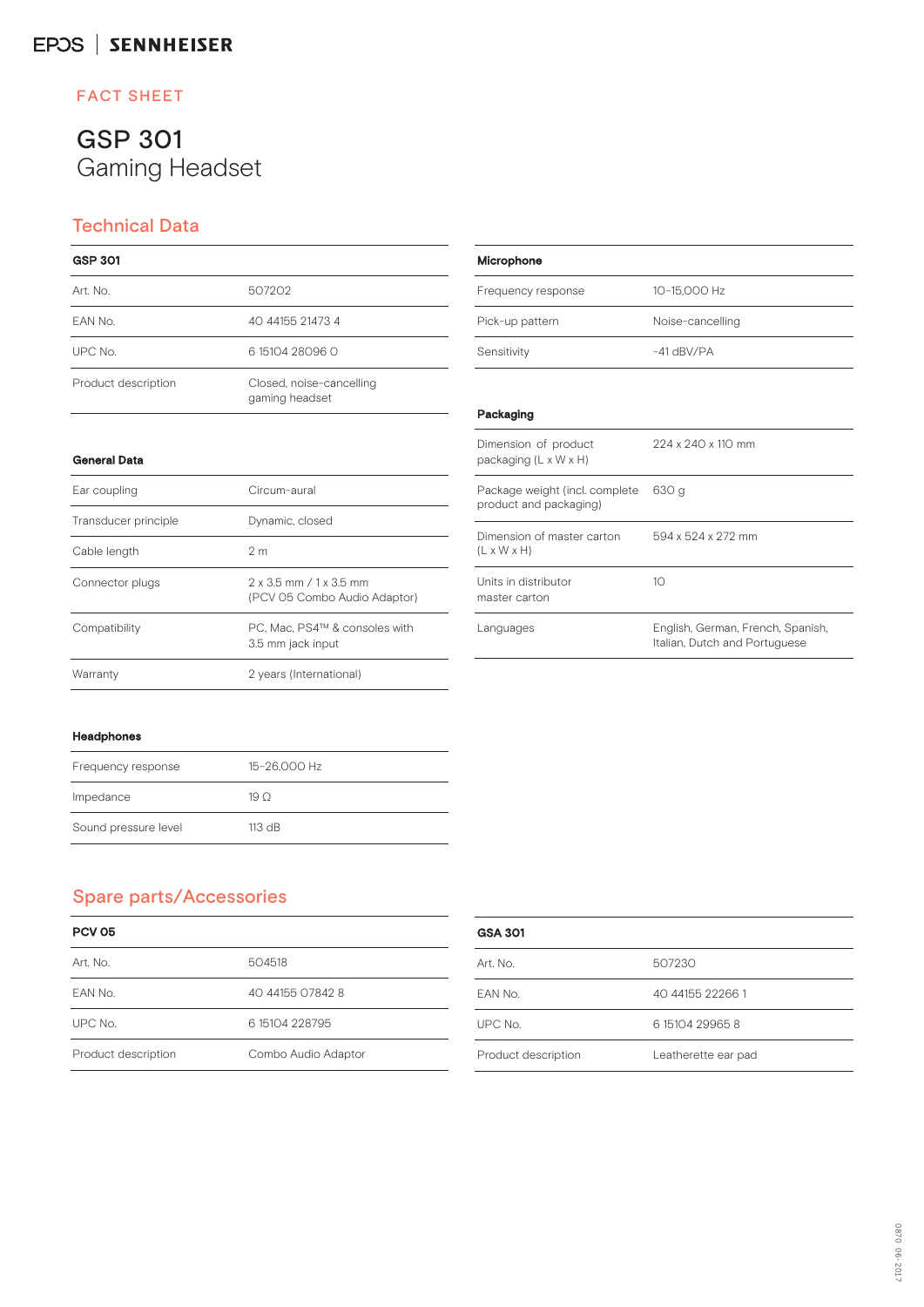EPOS | SENNHEISER

FACT SHEET

# GSP 301
Gaming Headset

## Technical Data

| GSP 301 | |
|---|---|
| Art. No. | 507202 |
| EAN No. | 40 44155 21473 4 |
| UPC No. | 6 15104 28096 0 |
| Product description | Closed, noise-cancelling gaming headset |

| General Data | |
|---|---|
| Ear coupling | Circum-aural |
| Transducer principle | Dynamic, closed |
| Cable length | 2 m |
| Connector plugs | 2 x 3.5 mm / 1 x 3.5 mm (PCV 05 Combo Audio Adaptor) |
| Compatibility | PC, Mac, PS4™ & consoles with 3.5 mm jack input |
| Warranty | 2 years (International) |

| Headphones | |
|---|---|
| Frequency response | 15–26,000 Hz |
| Impedance | 19 Ω |
| Sound pressure level | 113 dB |

| Microphone | |
|---|---|
| Frequency response | 10–15,000 Hz |
| Pick-up pattern | Noise-cancelling |
| Sensitivity | -41 dBV/PA |

| Packaging | |
|---|---|
| Dimension of product packaging (L x W x H) | 224 x 240 x 110 mm |
| Package weight (incl. complete product and packaging) | 630 g |
| Dimension of master carton (L x W x H) | 594 x 524 x 272 mm |
| Units in distributor master carton | 10 |
| Languages | English, German, French, Spanish, Italian, Dutch and Portuguese |

## Spare parts/Accessories

| PCV 05 | |
|---|---|
| Art. No. | 504518 |
| EAN No. | 40 44155 07842 8 |
| UPC No. | 6 15104 228795 |
| Product description | Combo Audio Adaptor |

| GSA 301 | |
|---|---|
| Art. No. | 507230 |
| EAN No. | 40 44155 22266 1 |
| UPC No. | 6 15104 29965 8 |
| Product description | Leatherette ear pad |

0870 06-2017